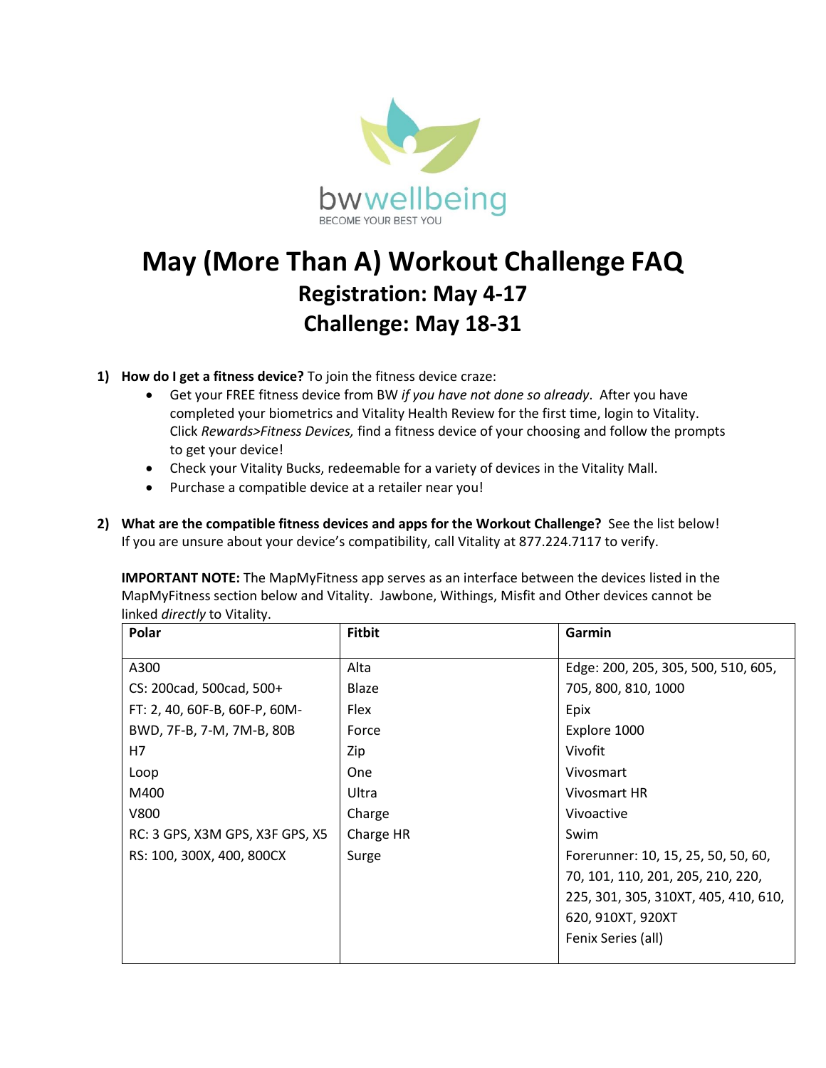bwwellbeing

BECOME YOUR BEST YOU

# May (More Than A) Workout Challenge FAQ

## Registration: May 4-17

## Challenge: May 18-31

1) **How do I get a fitness device?** To join the fitness device craze:
   - Get your FREE fitness device from BW *if you have not done so already*. After you have completed your biometrics and Vitality Health Review for the first time, login to Vitality. Click *Rewards>Fitness Devices,* find a fitness device of your choosing and follow the prompts to get your device!
   - Check your Vitality Bucks, redeemable for a variety of devices in the Vitality Mall.
   - Purchase a compatible device at a retailer near you!

2) **What are the compatible fitness devices and apps for the Workout Challenge?** See the list below! If you are unsure about your device's compatibility, call Vitality at 877.224.7117 to verify.

   **IMPORTANT NOTE:** The MapMyFitness app serves as an interface between the devices listed in the MapMyFitness section below and Vitality. Jawbone, Withings, Misfit and Other devices cannot be linked *directly* to Vitality.

| Polar | Fitbit | Garmin |
|---|---|---|
| A300 | Alta | Edge: 200, 205, 305, 500, 510, 605, 705, 800, 810, 1000 |
| CS: 200cad, 500cad, 500+ | Blaze | Epix |
| FT: 2, 40, 60F-B, 60F-P, 60M-BWD, 7F-B, 7-M, 7M-B, 80B | Flex | Explore 1000 |
| H7 | Force | Vivofit |
| Loop | Zip | Vivosmart |
| M400 | One | Vivosmart HR |
| V800 | Ultra | Vivoactive |
| RC: 3 GPS, X3M GPS, X3F GPS, X5 | Charge | Swim |
| RS: 100, 300X, 400, 800CX | Charge HR | Forerunner: 10, 15, 25, 50, 50, 60, 70, 101, 110, 201, 205, 210, 220, 225, 301, 305, 310XT, 405, 410, 610, 620, 910XT, 920XT |
| | Surge | Fenix Series (all) |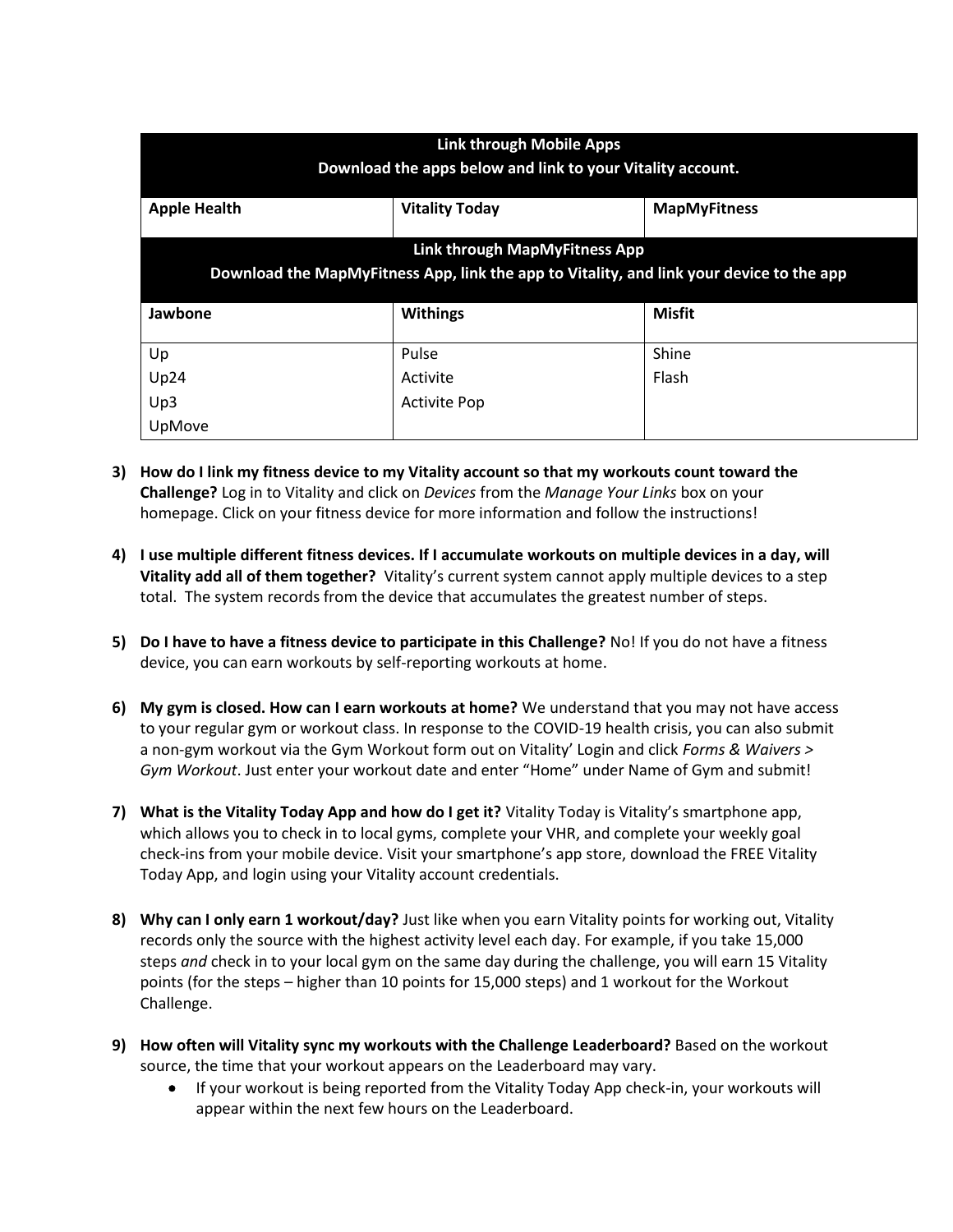| Link through Mobile Apps<br>Download the apps below and link to your Vitality account. | | |
|---|---|---|
| **Apple Health** | **Vitality Today** | **MapMyFitness** |
| **Link through MapMyFitness App**<br>**Download the MapMyFitness App, link the app to Vitality, and link your device to the app** | | |
| **Jawbone** | **Withings** | **Misfit** |
| Up<br>Up24<br>Up3<br>UpMove | Pulse<br>Activite<br>Activite Pop | Shine<br>Flash |

3) **How do I link my fitness device to my Vitality account so that my workouts count toward the Challenge?** Log in to Vitality and click on *Devices* from the *Manage Your Links* box on your homepage. Click on your fitness device for more information and follow the instructions!

4) **I use multiple different fitness devices. If I accumulate workouts on multiple devices in a day, will Vitality add all of them together?** Vitality's current system cannot apply multiple devices to a step total. The system records from the device that accumulates the greatest number of steps.

5) **Do I have to have a fitness device to participate in this Challenge?** No! If you do not have a fitness device, you can earn workouts by self-reporting workouts at home.

6) **My gym is closed. How can I earn workouts at home?** We understand that you may not have access to your regular gym or workout class. In response to the COVID-19 health crisis, you can also submit a non-gym workout via the Gym Workout form out on Vitality' Login and click *Forms & Waivers > Gym Workout*. Just enter your workout date and enter "Home" under Name of Gym and submit!

7) **What is the Vitality Today App and how do I get it?** Vitality Today is Vitality's smartphone app, which allows you to check in to local gyms, complete your VHR, and complete your weekly goal check-ins from your mobile device. Visit your smartphone's app store, download the FREE Vitality Today App, and login using your Vitality account credentials.

8) **Why can I only earn 1 workout/day?** Just like when you earn Vitality points for working out, Vitality records only the source with the highest activity level each day. For example, if you take 15,000 steps *and* check in to your local gym on the same day during the challenge, you will earn 15 Vitality points (for the steps – higher than 10 points for 15,000 steps) and 1 workout for the Workout Challenge.

9) **How often will Vitality sync my workouts with the Challenge Leaderboard?** Based on the workout source, the time that your workout appears on the Leaderboard may vary.
   - If your workout is being reported from the Vitality Today App check-in, your workouts will appear within the next few hours on the Leaderboard.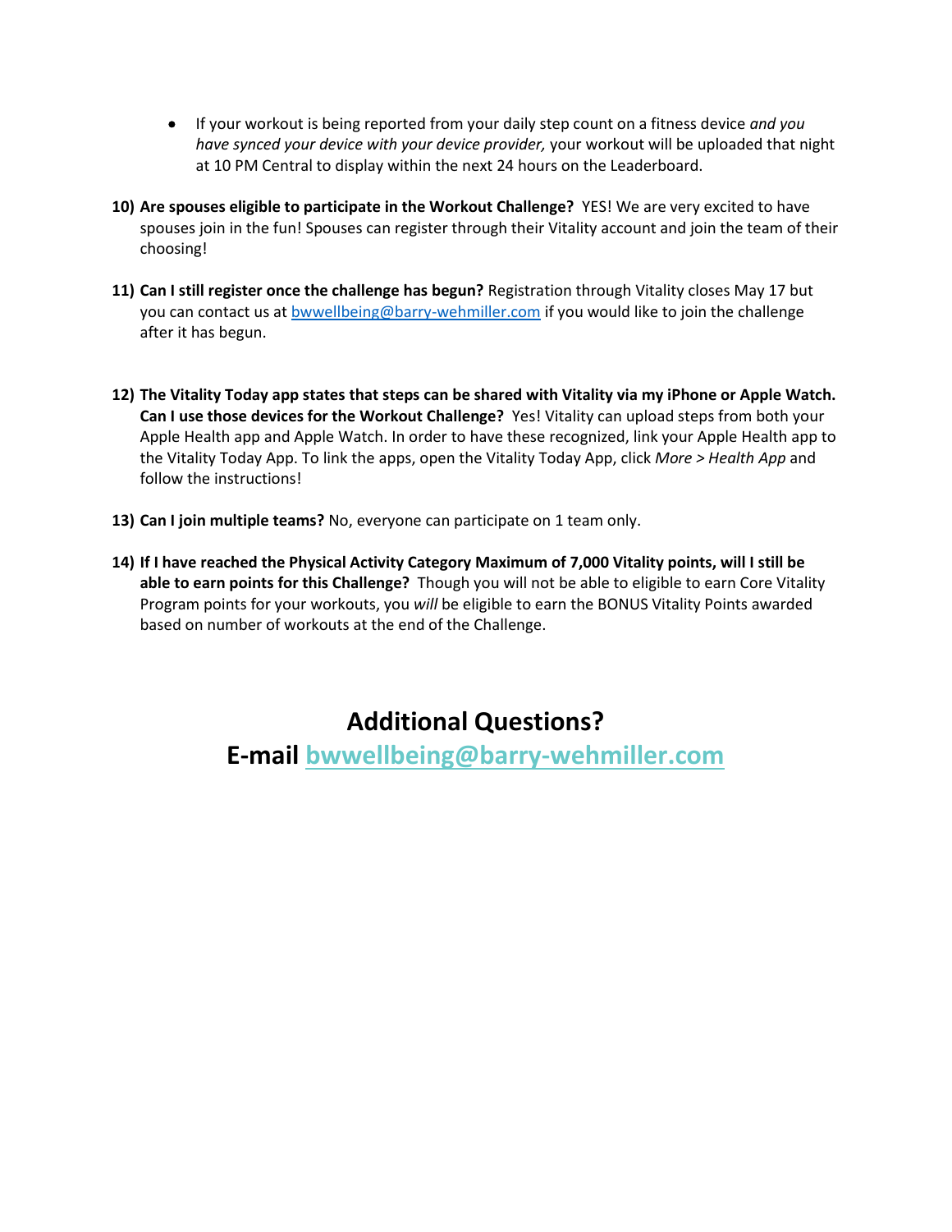- If your workout is being reported from your daily step count on a fitness device *and you have synced your device with your device provider,* your workout will be uploaded that night at 10 PM Central to display within the next 24 hours on the Leaderboard.

10) **Are spouses eligible to participate in the Workout Challenge?** YES! We are very excited to have spouses join in the fun! Spouses can register through their Vitality account and join the team of their choosing!

11) **Can I still register once the challenge has begun?** Registration through Vitality closes May 17 but you can contact us at bwwellbeing@barry-wehmiller.com if you would like to join the challenge after it has begun.

12) **The Vitality Today app states that steps can be shared with Vitality via my iPhone or Apple Watch. Can I use those devices for the Workout Challenge?** Yes! Vitality can upload steps from both your Apple Health app and Apple Watch. In order to have these recognized, link your Apple Health app to the Vitality Today App. To link the apps, open the Vitality Today App, click *More > Health App* and follow the instructions!

13) **Can I join multiple teams?** No, everyone can participate on 1 team only.

14) **If I have reached the Physical Activity Category Maximum of 7,000 Vitality points, will I still be able to earn points for this Challenge?** Though you will not be able to eligible to earn Core Vitality Program points for your workouts, you *will* be eligible to earn the BONUS Vitality Points awarded based on number of workouts at the end of the Challenge.

## Additional Questions?

## E-mail bwwellbeing@barry-wehmiller.com